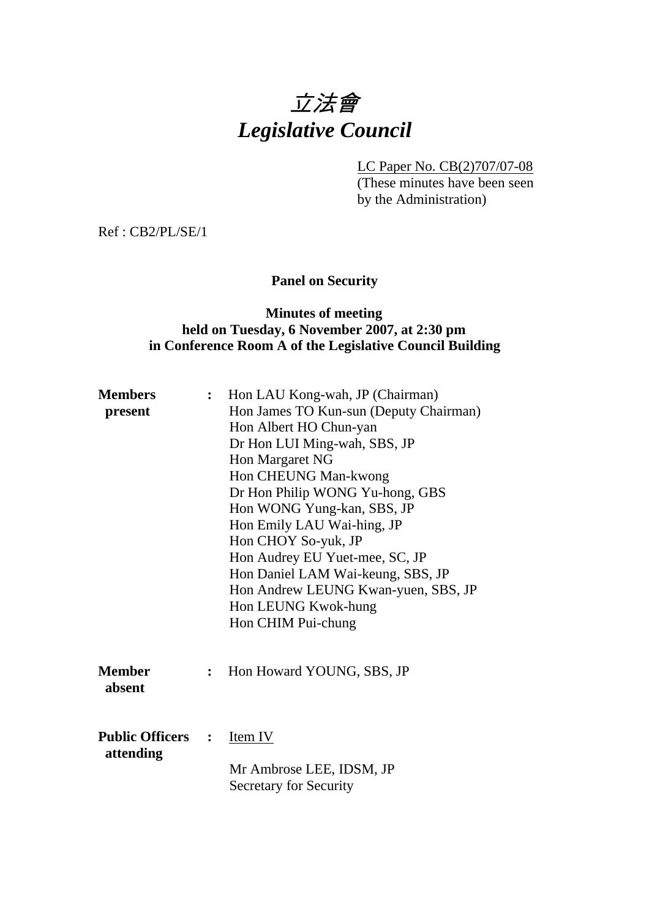# 立法會
# *Legislative Council*

LC Paper No. CB(2)707/07-08
(These minutes have been seen by the Administration)

Ref : CB2/PL/SE/1

**Panel on Security**

**Minutes of meeting**
**held on Tuesday, 6 November 2007, at 2:30 pm**
**in Conference Room A of the Legislative Council Building**

**Members present** :
Hon LAU Kong-wah, JP (Chairman)
Hon James TO Kun-sun (Deputy Chairman)
Hon Albert HO Chun-yan
Dr Hon LUI Ming-wah, SBS, JP
Hon Margaret NG
Hon CHEUNG Man-kwong
Dr Hon Philip WONG Yu-hong, GBS
Hon WONG Yung-kan, SBS, JP
Hon Emily LAU Wai-hing, JP
Hon CHOY So-yuk, JP
Hon Audrey EU Yuet-mee, SC, JP
Hon Daniel LAM Wai-keung, SBS, JP
Hon Andrew LEUNG Kwan-yuen, SBS, JP
Hon LEUNG Kwok-hung
Hon CHIM Pui-chung

**Member absent** :
Hon Howard YOUNG, SBS, JP

**Public Officers attending** :
Item IV

Mr Ambrose LEE, IDSM, JP
Secretary for Security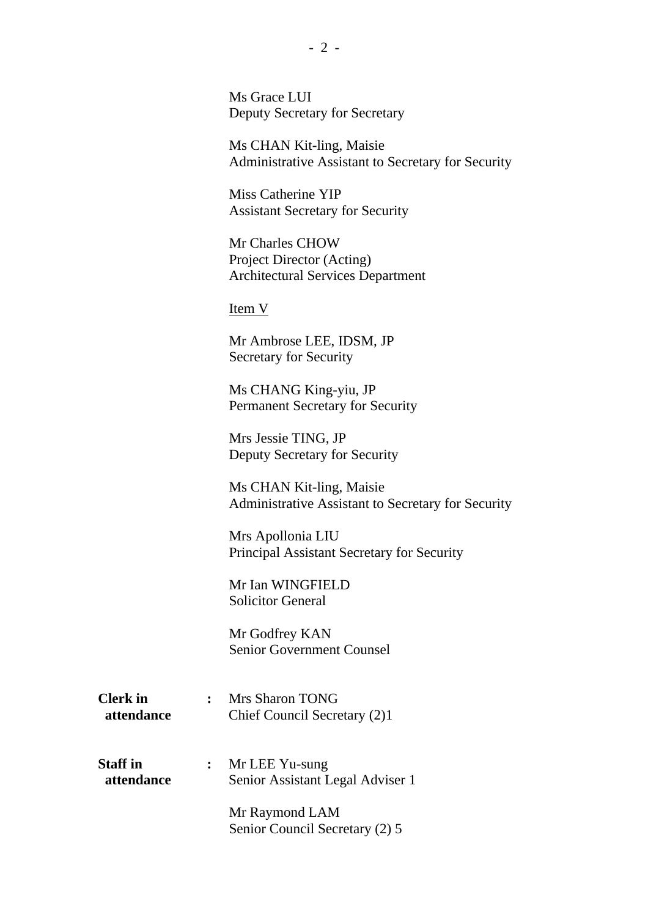Ms Grace LUI
Deputy Secretary for Secretary

Ms CHAN Kit-ling, Maisie
Administrative Assistant to Secretary for Security

Miss Catherine YIP
Assistant Secretary for Security

Mr Charles CHOW
Project Director (Acting)
Architectural Services Department

Item V

Mr Ambrose LEE, IDSM, JP
Secretary for Security

Ms CHANG King-yiu, JP
Permanent Secretary for Security

Mrs Jessie TING, JP
Deputy Secretary for Security

Ms CHAN Kit-ling, Maisie
Administrative Assistant to Secretary for Security

Mrs Apollonia LIU
Principal Assistant Secretary for Security

Mr Ian WINGFIELD
Solicitor General

Mr Godfrey KAN
Senior Government Counsel

**Clerk in attendance** : Mrs Sharon TONG
Chief Council Secretary (2)1

**Staff in attendance** : Mr LEE Yu-sung
Senior Assistant Legal Adviser 1

Mr Raymond LAM
Senior Council Secretary (2) 5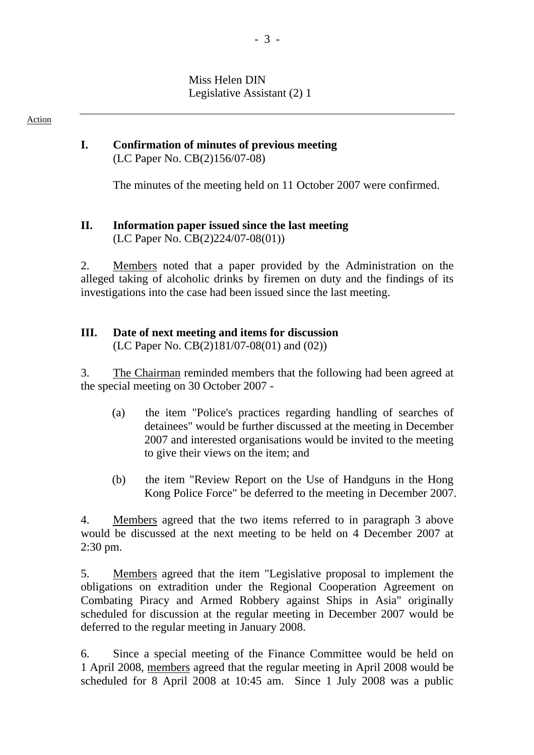Miss Helen DIN
Legislative Assistant (2) 1

Action

---

## I. Confirmation of minutes of previous meeting

(LC Paper No. CB(2)156/07-08)

The minutes of the meeting held on 11 October 2007 were confirmed.

## II. Information paper issued since the last meeting

(LC Paper No. CB(2)224/07-08(01))

2. Members noted that a paper provided by the Administration on the alleged taking of alcoholic drinks by firemen on duty and the findings of its investigations into the case had been issued since the last meeting.

## III. Date of next meeting and items for discussion

(LC Paper No. CB(2)181/07-08(01) and (02))

3. The Chairman reminded members that the following had been agreed at the special meeting on 30 October 2007 -

(a) the item "Police's practices regarding handling of searches of detainees" would be further discussed at the meeting in December 2007 and interested organisations would be invited to the meeting to give their views on the item; and

(b) the item "Review Report on the Use of Handguns in the Hong Kong Police Force" be deferred to the meeting in December 2007.

4. Members agreed that the two items referred to in paragraph 3 above would be discussed at the next meeting to be held on 4 December 2007 at 2:30 pm.

5. Members agreed that the item "Legislative proposal to implement the obligations on extradition under the Regional Cooperation Agreement on Combating Piracy and Armed Robbery against Ships in Asia" originally scheduled for discussion at the regular meeting in December 2007 would be deferred to the regular meeting in January 2008.

6. Since a special meeting of the Finance Committee would be held on 1 April 2008, members agreed that the regular meeting in April 2008 would be scheduled for 8 April 2008 at 10:45 am. Since 1 July 2008 was a public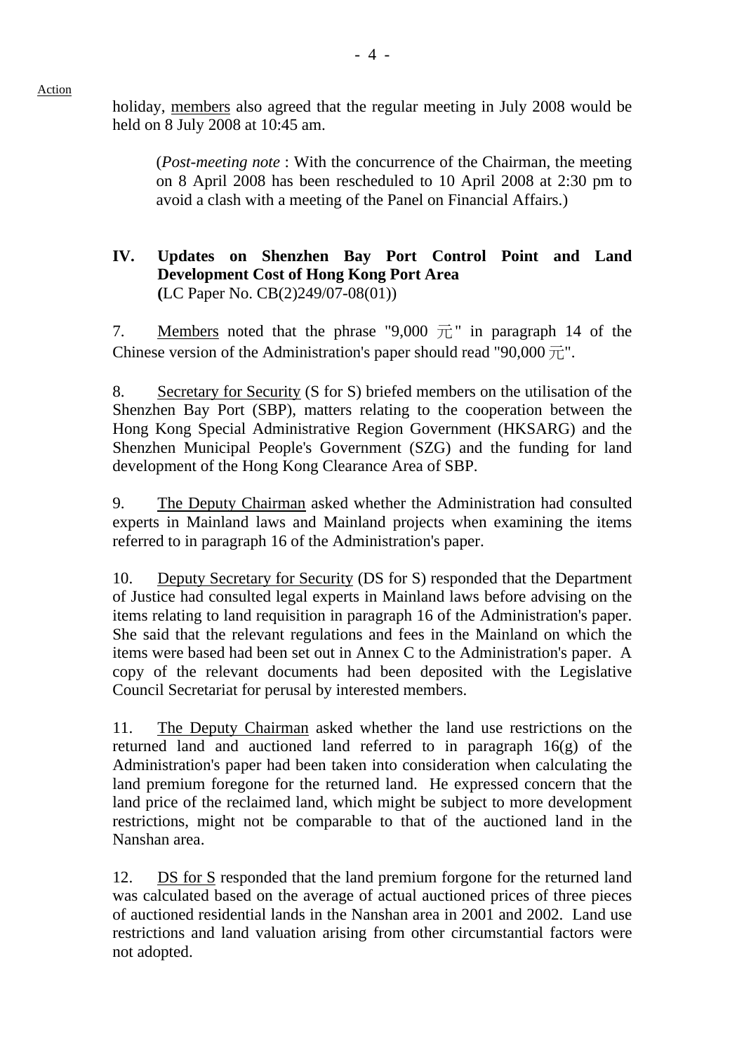Action

holiday, members also agreed that the regular meeting in July 2008 would be held on 8 July 2008 at 10:45 am.

(*Post-meeting note* : With the concurrence of the Chairman, the meeting on 8 April 2008 has been rescheduled to 10 April 2008 at 2:30 pm to avoid a clash with a meeting of the Panel on Financial Affairs.)

## IV. Updates on Shenzhen Bay Port Control Point and Land Development Cost of Hong Kong Port Area

**(**LC Paper No. CB(2)249/07-08(01))

7. Members noted that the phrase "9,000 元" in paragraph 14 of the Chinese version of the Administration's paper should read "90,000 元".

8. Secretary for Security (S for S) briefed members on the utilisation of the Shenzhen Bay Port (SBP), matters relating to the cooperation between the Hong Kong Special Administrative Region Government (HKSARG) and the Shenzhen Municipal People's Government (SZG) and the funding for land development of the Hong Kong Clearance Area of SBP.

9. The Deputy Chairman asked whether the Administration had consulted experts in Mainland laws and Mainland projects when examining the items referred to in paragraph 16 of the Administration's paper.

10. Deputy Secretary for Security (DS for S) responded that the Department of Justice had consulted legal experts in Mainland laws before advising on the items relating to land requisition in paragraph 16 of the Administration's paper. She said that the relevant regulations and fees in the Mainland on which the items were based had been set out in Annex C to the Administration's paper. A copy of the relevant documents had been deposited with the Legislative Council Secretariat for perusal by interested members.

11. The Deputy Chairman asked whether the land use restrictions on the returned land and auctioned land referred to in paragraph 16(g) of the Administration's paper had been taken into consideration when calculating the land premium foregone for the returned land. He expressed concern that the land price of the reclaimed land, which might be subject to more development restrictions, might not be comparable to that of the auctioned land in the Nanshan area.

12. DS for S responded that the land premium forgone for the returned land was calculated based on the average of actual auctioned prices of three pieces of auctioned residential lands in the Nanshan area in 2001 and 2002. Land use restrictions and land valuation arising from other circumstantial factors were not adopted.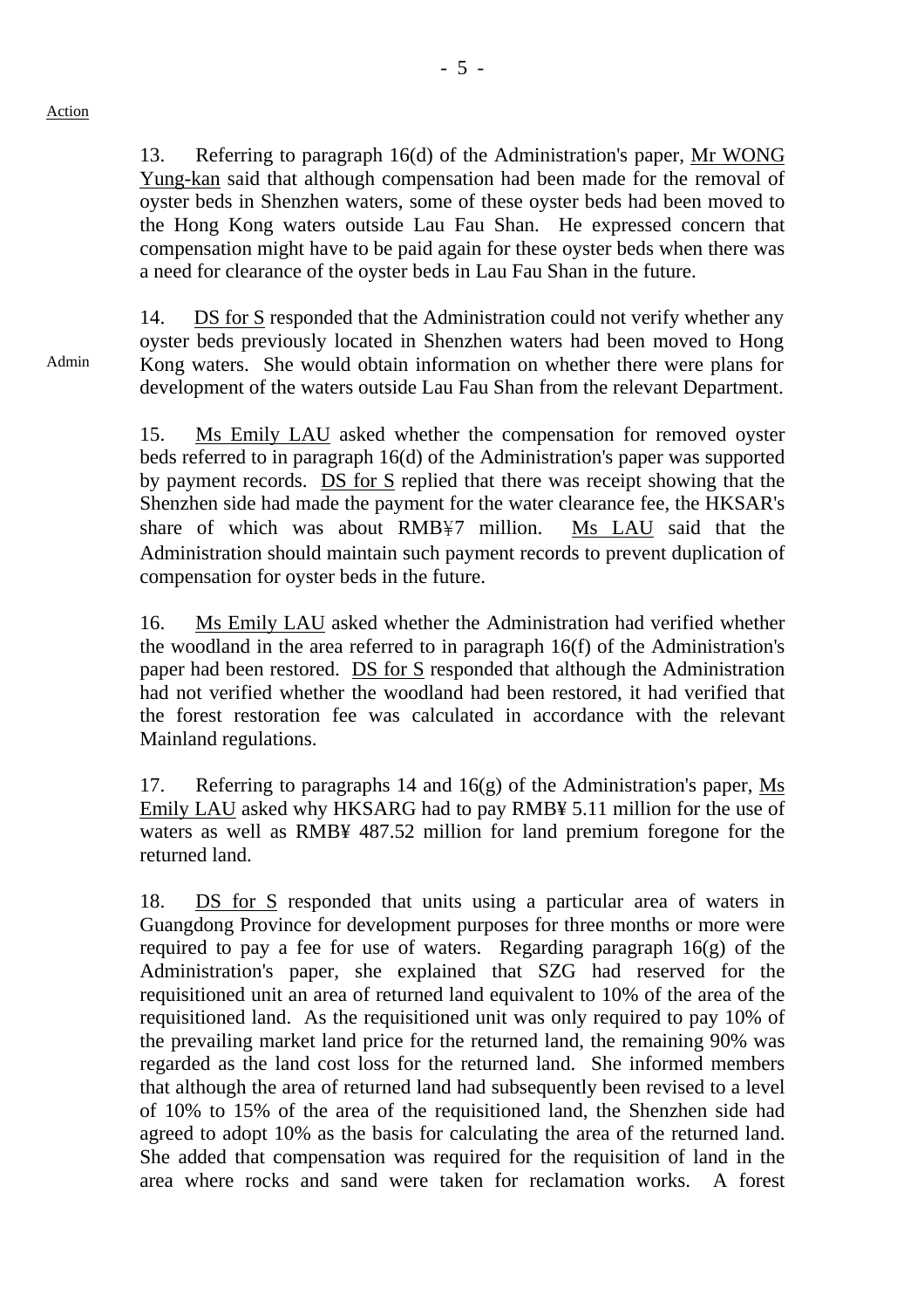Action

13. Referring to paragraph 16(d) of the Administration's paper, Mr WONG Yung-kan said that although compensation had been made for the removal of oyster beds in Shenzhen waters, some of these oyster beds had been moved to the Hong Kong waters outside Lau Fau Shan. He expressed concern that compensation might have to be paid again for these oyster beds when there was a need for clearance of the oyster beds in Lau Fau Shan in the future.

Admin

14. DS for S responded that the Administration could not verify whether any oyster beds previously located in Shenzhen waters had been moved to Hong Kong waters. She would obtain information on whether there were plans for development of the waters outside Lau Fau Shan from the relevant Department.

15. Ms Emily LAU asked whether the compensation for removed oyster beds referred to in paragraph 16(d) of the Administration's paper was supported by payment records. DS for S replied that there was receipt showing that the Shenzhen side had made the payment for the water clearance fee, the HKSAR's share of which was about RMB¥7 million. Ms LAU said that the Administration should maintain such payment records to prevent duplication of compensation for oyster beds in the future.

16. Ms Emily LAU asked whether the Administration had verified whether the woodland in the area referred to in paragraph 16(f) of the Administration's paper had been restored. DS for S responded that although the Administration had not verified whether the woodland had been restored, it had verified that the forest restoration fee was calculated in accordance with the relevant Mainland regulations.

17. Referring to paragraphs 14 and 16(g) of the Administration's paper, Ms Emily LAU asked why HKSARG had to pay RMB¥ 5.11 million for the use of waters as well as RMB¥ 487.52 million for land premium foregone for the returned land.

18. DS for S responded that units using a particular area of waters in Guangdong Province for development purposes for three months or more were required to pay a fee for use of waters. Regarding paragraph 16(g) of the Administration's paper, she explained that SZG had reserved for the requisitioned unit an area of returned land equivalent to 10% of the area of the requisitioned land. As the requisitioned unit was only required to pay 10% of the prevailing market land price for the returned land, the remaining 90% was regarded as the land cost loss for the returned land. She informed members that although the area of returned land had subsequently been revised to a level of 10% to 15% of the area of the requisitioned land, the Shenzhen side had agreed to adopt 10% as the basis for calculating the area of the returned land. She added that compensation was required for the requisition of land in the area where rocks and sand were taken for reclamation works. A forest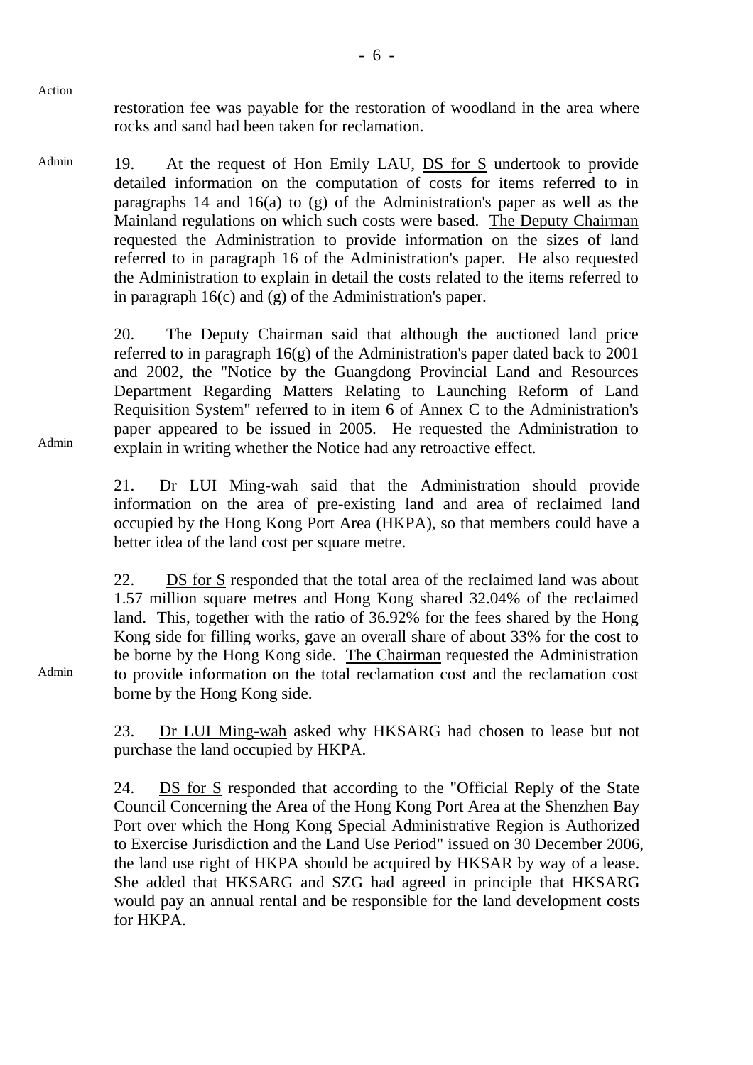Action

restoration fee was payable for the restoration of woodland in the area where rocks and sand had been taken for reclamation.

Admin

19. At the request of Hon Emily LAU, DS for S undertook to provide detailed information on the computation of costs for items referred to in paragraphs 14 and 16(a) to (g) of the Administration's paper as well as the Mainland regulations on which such costs were based. The Deputy Chairman requested the Administration to provide information on the sizes of land referred to in paragraph 16 of the Administration's paper. He also requested the Administration to explain in detail the costs related to the items referred to in paragraph 16(c) and (g) of the Administration's paper.

Admin

20. The Deputy Chairman said that although the auctioned land price referred to in paragraph 16(g) of the Administration's paper dated back to 2001 and 2002, the "Notice by the Guangdong Provincial Land and Resources Department Regarding Matters Relating to Launching Reform of Land Requisition System" referred to in item 6 of Annex C to the Administration's paper appeared to be issued in 2005. He requested the Administration to explain in writing whether the Notice had any retroactive effect.

21. Dr LUI Ming-wah said that the Administration should provide information on the area of pre-existing land and area of reclaimed land occupied by the Hong Kong Port Area (HKPA), so that members could have a better idea of the land cost per square metre.

Admin

22. DS for S responded that the total area of the reclaimed land was about 1.57 million square metres and Hong Kong shared 32.04% of the reclaimed land. This, together with the ratio of 36.92% for the fees shared by the Hong Kong side for filling works, gave an overall share of about 33% for the cost to be borne by the Hong Kong side. The Chairman requested the Administration to provide information on the total reclamation cost and the reclamation cost borne by the Hong Kong side.

23. Dr LUI Ming-wah asked why HKSARG had chosen to lease but not purchase the land occupied by HKPA.

24. DS for S responded that according to the "Official Reply of the State Council Concerning the Area of the Hong Kong Port Area at the Shenzhen Bay Port over which the Hong Kong Special Administrative Region is Authorized to Exercise Jurisdiction and the Land Use Period" issued on 30 December 2006, the land use right of HKPA should be acquired by HKSAR by way of a lease. She added that HKSARG and SZG had agreed in principle that HKSARG would pay an annual rental and be responsible for the land development costs for HKPA.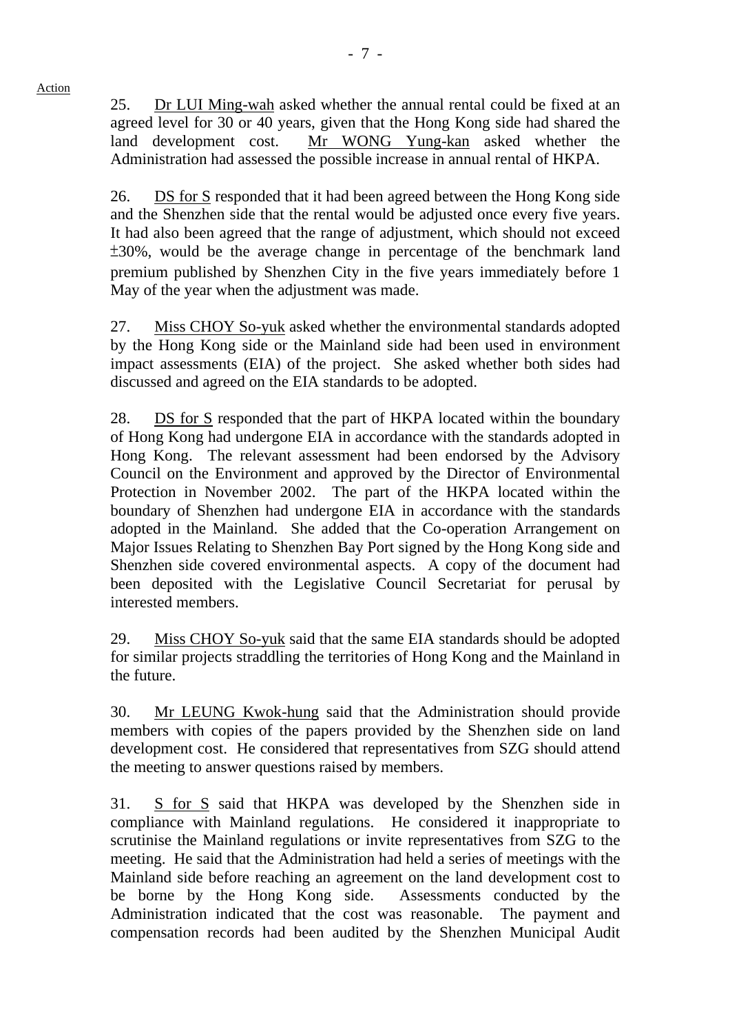Action

25. Dr LUI Ming-wah asked whether the annual rental could be fixed at an agreed level for 30 or 40 years, given that the Hong Kong side had shared the land development cost. Mr WONG Yung-kan asked whether the Administration had assessed the possible increase in annual rental of HKPA.

26. DS for S responded that it had been agreed between the Hong Kong side and the Shenzhen side that the rental would be adjusted once every five years. It had also been agreed that the range of adjustment, which should not exceed $\pm$30%, would be the average change in percentage of the benchmark land premium published by Shenzhen City in the five years immediately before 1 May of the year when the adjustment was made.

27. Miss CHOY So-yuk asked whether the environmental standards adopted by the Hong Kong side or the Mainland side had been used in environment impact assessments (EIA) of the project. She asked whether both sides had discussed and agreed on the EIA standards to be adopted.

28. DS for S responded that the part of HKPA located within the boundary of Hong Kong had undergone EIA in accordance with the standards adopted in Hong Kong. The relevant assessment had been endorsed by the Advisory Council on the Environment and approved by the Director of Environmental Protection in November 2002. The part of the HKPA located within the boundary of Shenzhen had undergone EIA in accordance with the standards adopted in the Mainland. She added that the Co-operation Arrangement on Major Issues Relating to Shenzhen Bay Port signed by the Hong Kong side and Shenzhen side covered environmental aspects. A copy of the document had been deposited with the Legislative Council Secretariat for perusal by interested members.

29. Miss CHOY So-yuk said that the same EIA standards should be adopted for similar projects straddling the territories of Hong Kong and the Mainland in the future.

30. Mr LEUNG Kwok-hung said that the Administration should provide members with copies of the papers provided by the Shenzhen side on land development cost. He considered that representatives from SZG should attend the meeting to answer questions raised by members.

31. S for S said that HKPA was developed by the Shenzhen side in compliance with Mainland regulations. He considered it inappropriate to scrutinise the Mainland regulations or invite representatives from SZG to the meeting. He said that the Administration had held a series of meetings with the Mainland side before reaching an agreement on the land development cost to be borne by the Hong Kong side. Assessments conducted by the Administration indicated that the cost was reasonable. The payment and compensation records had been audited by the Shenzhen Municipal Audit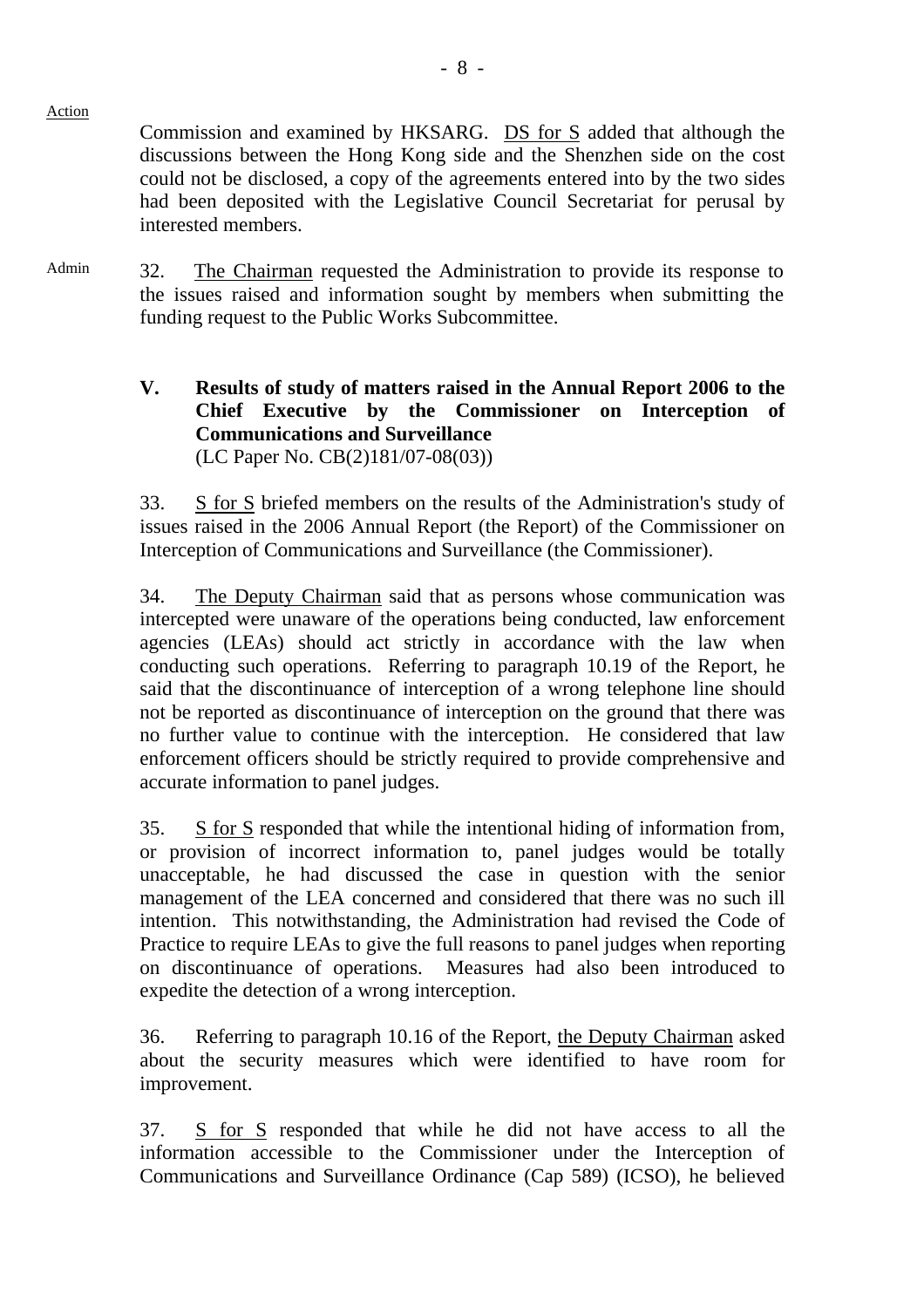Action

Commission and examined by HKSARG. DS for S added that although the discussions between the Hong Kong side and the Shenzhen side on the cost could not be disclosed, a copy of the agreements entered into by the two sides had been deposited with the Legislative Council Secretariat for perusal by interested members.

Admin

32. The Chairman requested the Administration to provide its response to the issues raised and information sought by members when submitting the funding request to the Public Works Subcommittee.

**V. Results of study of matters raised in the Annual Report 2006 to the Chief Executive by the Commissioner on Interception of Communications and Surveillance**
(LC Paper No. CB(2)181/07-08(03))

33. S for S briefed members on the results of the Administration's study of issues raised in the 2006 Annual Report (the Report) of the Commissioner on Interception of Communications and Surveillance (the Commissioner).

34. The Deputy Chairman said that as persons whose communication was intercepted were unaware of the operations being conducted, law enforcement agencies (LEAs) should act strictly in accordance with the law when conducting such operations. Referring to paragraph 10.19 of the Report, he said that the discontinuance of interception of a wrong telephone line should not be reported as discontinuance of interception on the ground that there was no further value to continue with the interception. He considered that law enforcement officers should be strictly required to provide comprehensive and accurate information to panel judges.

35. S for S responded that while the intentional hiding of information from, or provision of incorrect information to, panel judges would be totally unacceptable, he had discussed the case in question with the senior management of the LEA concerned and considered that there was no such ill intention. This notwithstanding, the Administration had revised the Code of Practice to require LEAs to give the full reasons to panel judges when reporting on discontinuance of operations. Measures had also been introduced to expedite the detection of a wrong interception.

36. Referring to paragraph 10.16 of the Report, the Deputy Chairman asked about the security measures which were identified to have room for improvement.

37. S for S responded that while he did not have access to all the information accessible to the Commissioner under the Interception of Communications and Surveillance Ordinance (Cap 589) (ICSO), he believed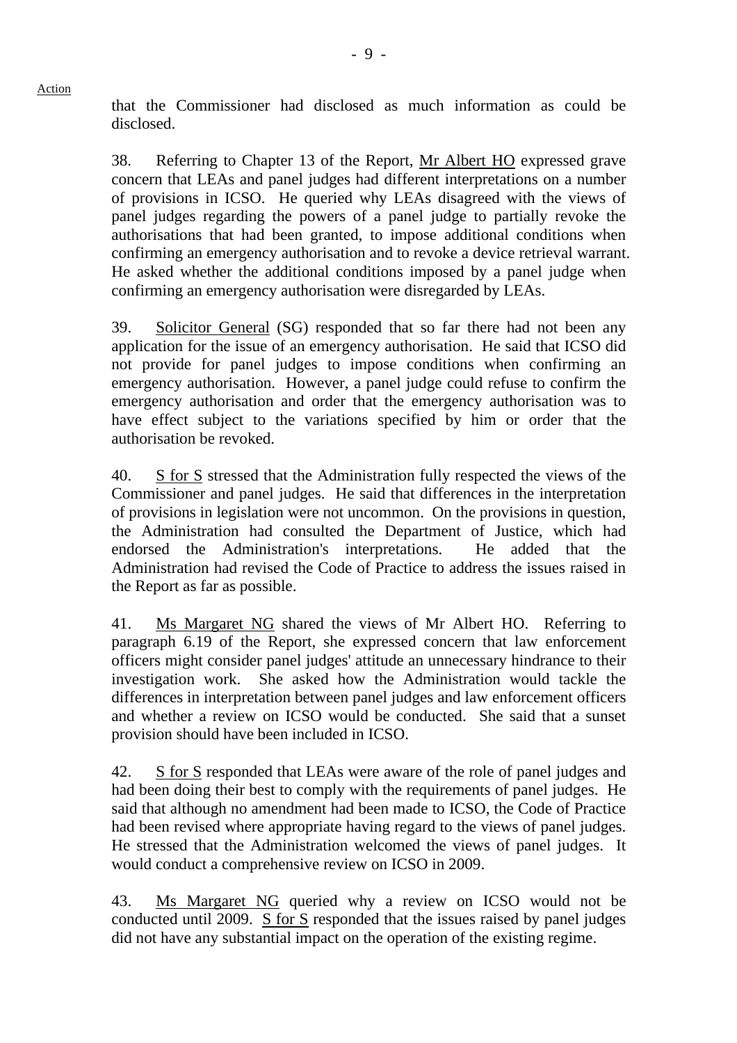Action

that the Commissioner had disclosed as much information as could be disclosed.

38. Referring to Chapter 13 of the Report, Mr Albert HO expressed grave concern that LEAs and panel judges had different interpretations on a number of provisions in ICSO. He queried why LEAs disagreed with the views of panel judges regarding the powers of a panel judge to partially revoke the authorisations that had been granted, to impose additional conditions when confirming an emergency authorisation and to revoke a device retrieval warrant. He asked whether the additional conditions imposed by a panel judge when confirming an emergency authorisation were disregarded by LEAs.

39. Solicitor General (SG) responded that so far there had not been any application for the issue of an emergency authorisation. He said that ICSO did not provide for panel judges to impose conditions when confirming an emergency authorisation. However, a panel judge could refuse to confirm the emergency authorisation and order that the emergency authorisation was to have effect subject to the variations specified by him or order that the authorisation be revoked.

40. S for S stressed that the Administration fully respected the views of the Commissioner and panel judges. He said that differences in the interpretation of provisions in legislation were not uncommon. On the provisions in question, the Administration had consulted the Department of Justice, which had endorsed the Administration's interpretations. He added that the Administration had revised the Code of Practice to address the issues raised in the Report as far as possible.

41. Ms Margaret NG shared the views of Mr Albert HO. Referring to paragraph 6.19 of the Report, she expressed concern that law enforcement officers might consider panel judges' attitude an unnecessary hindrance to their investigation work. She asked how the Administration would tackle the differences in interpretation between panel judges and law enforcement officers and whether a review on ICSO would be conducted. She said that a sunset provision should have been included in ICSO.

42. S for S responded that LEAs were aware of the role of panel judges and had been doing their best to comply with the requirements of panel judges. He said that although no amendment had been made to ICSO, the Code of Practice had been revised where appropriate having regard to the views of panel judges. He stressed that the Administration welcomed the views of panel judges. It would conduct a comprehensive review on ICSO in 2009.

43. Ms Margaret NG queried why a review on ICSO would not be conducted until 2009. S for S responded that the issues raised by panel judges did not have any substantial impact on the operation of the existing regime.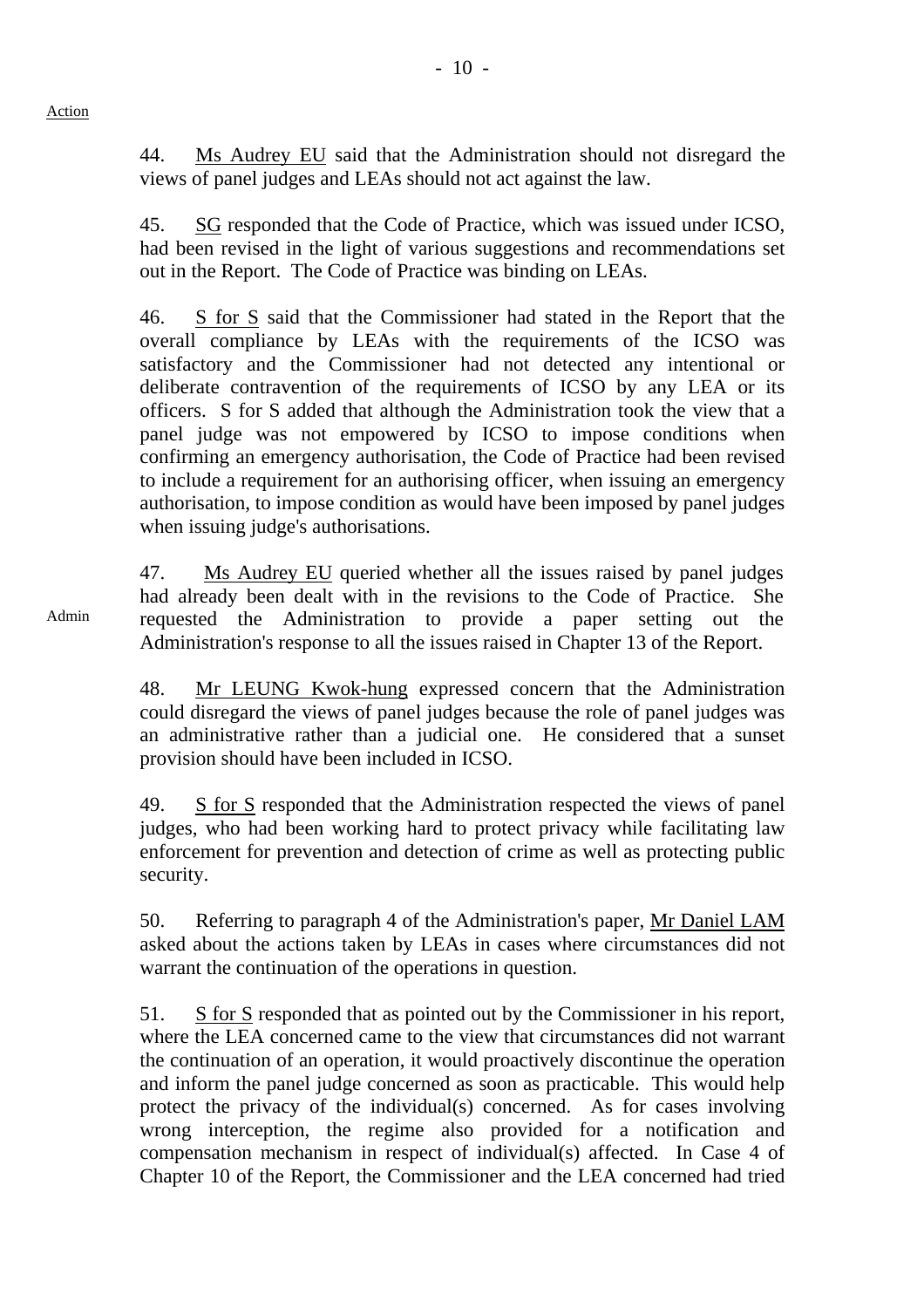Action

44. Ms Audrey EU said that the Administration should not disregard the views of panel judges and LEAs should not act against the law.

45. SG responded that the Code of Practice, which was issued under ICSO, had been revised in the light of various suggestions and recommendations set out in the Report. The Code of Practice was binding on LEAs.

46. S for S said that the Commissioner had stated in the Report that the overall compliance by LEAs with the requirements of the ICSO was satisfactory and the Commissioner had not detected any intentional or deliberate contravention of the requirements of ICSO by any LEA or its officers. S for S added that although the Administration took the view that a panel judge was not empowered by ICSO to impose conditions when confirming an emergency authorisation, the Code of Practice had been revised to include a requirement for an authorising officer, when issuing an emergency authorisation, to impose condition as would have been imposed by panel judges when issuing judge's authorisations.

Admin

47. Ms Audrey EU queried whether all the issues raised by panel judges had already been dealt with in the revisions to the Code of Practice. She requested the Administration to provide a paper setting out the Administration's response to all the issues raised in Chapter 13 of the Report.

48. Mr LEUNG Kwok-hung expressed concern that the Administration could disregard the views of panel judges because the role of panel judges was an administrative rather than a judicial one. He considered that a sunset provision should have been included in ICSO.

49. S for S responded that the Administration respected the views of panel judges, who had been working hard to protect privacy while facilitating law enforcement for prevention and detection of crime as well as protecting public security.

50. Referring to paragraph 4 of the Administration's paper, Mr Daniel LAM asked about the actions taken by LEAs in cases where circumstances did not warrant the continuation of the operations in question.

51. S for S responded that as pointed out by the Commissioner in his report, where the LEA concerned came to the view that circumstances did not warrant the continuation of an operation, it would proactively discontinue the operation and inform the panel judge concerned as soon as practicable. This would help protect the privacy of the individual(s) concerned. As for cases involving wrong interception, the regime also provided for a notification and compensation mechanism in respect of individual(s) affected. In Case 4 of Chapter 10 of the Report, the Commissioner and the LEA concerned had tried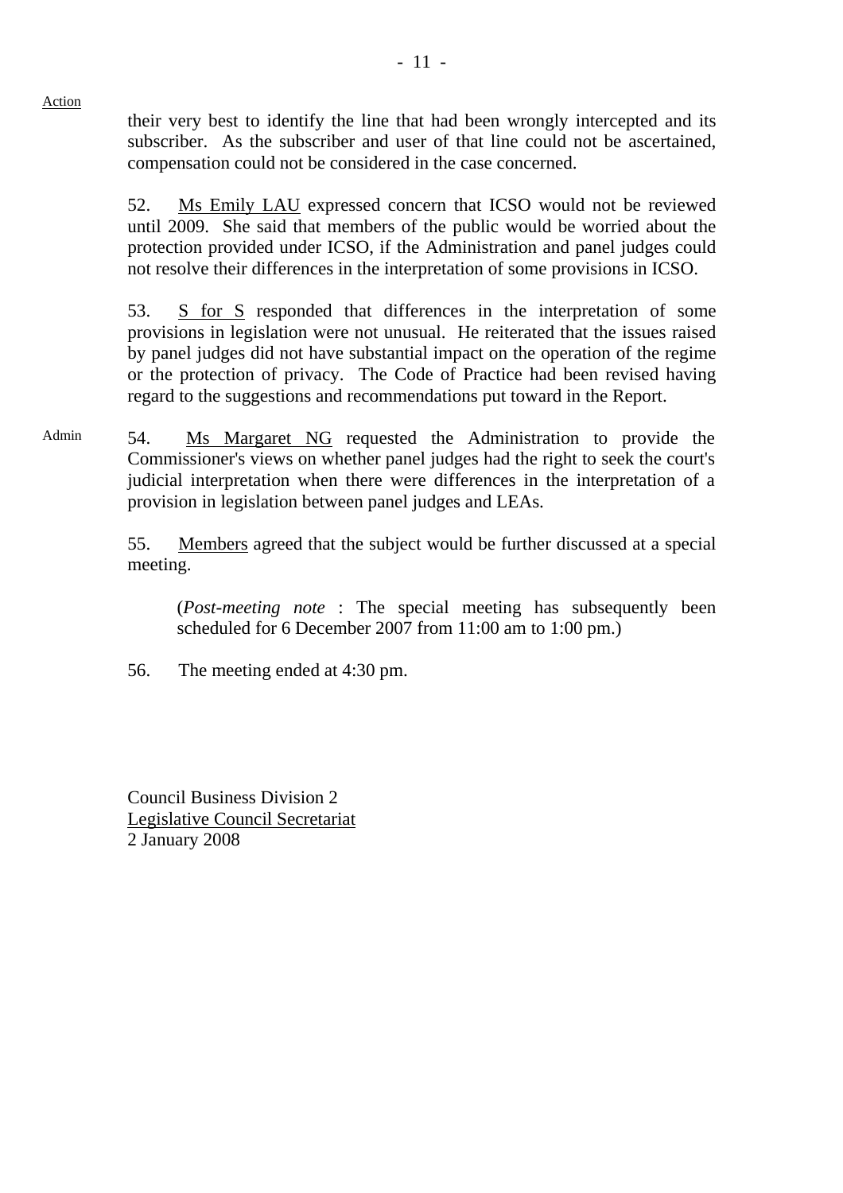Action

their very best to identify the line that had been wrongly intercepted and its subscriber. As the subscriber and user of that line could not be ascertained, compensation could not be considered in the case concerned.

52. Ms Emily LAU expressed concern that ICSO would not be reviewed until 2009. She said that members of the public would be worried about the protection provided under ICSO, if the Administration and panel judges could not resolve their differences in the interpretation of some provisions in ICSO.

53. S for S responded that differences in the interpretation of some provisions in legislation were not unusual. He reiterated that the issues raised by panel judges did not have substantial impact on the operation of the regime or the protection of privacy. The Code of Practice had been revised having regard to the suggestions and recommendations put toward in the Report.

Admin

54. Ms Margaret NG requested the Administration to provide the Commissioner's views on whether panel judges had the right to seek the court's judicial interpretation when there were differences in the interpretation of a provision in legislation between panel judges and LEAs.

55. Members agreed that the subject would be further discussed at a special meeting.

> (*Post-meeting note* : The special meeting has subsequently been scheduled for 6 December 2007 from 11:00 am to 1:00 pm.)

56. The meeting ended at 4:30 pm.

Council Business Division 2
Legislative Council Secretariat
2 January 2008